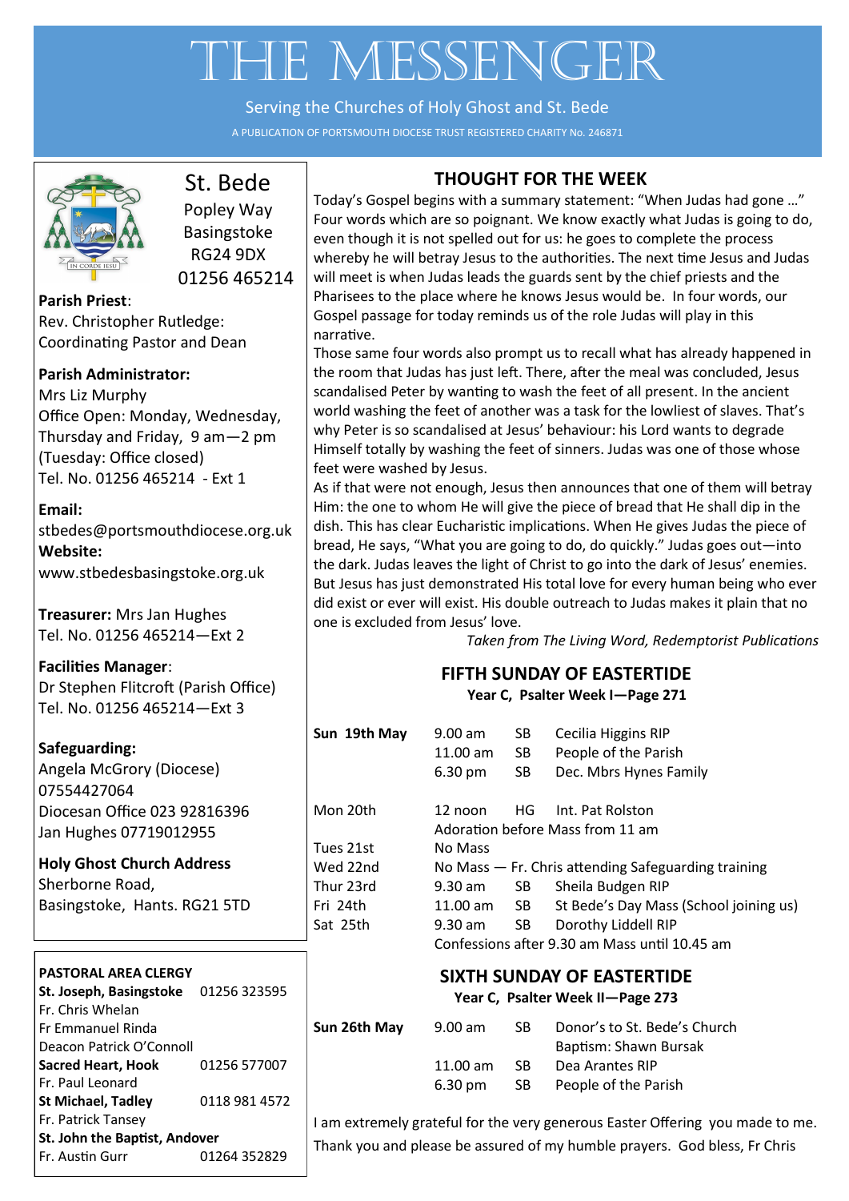# THE MESSENGER

Serving the Churches of Holy Ghost and St. Bede

A PUBLICATION OF PORTSMOUTH DIOCESE TRUST REGISTERED CHARITY No. 246871

## St. Bede

Popley Way
Basingstoke
RG24 9DX
01256 465214

**Parish Priest**:
Rev. Christopher Rutledge:
Coordinating Pastor and Dean

**Parish Administrator:**
Mrs Liz Murphy
Office Open: Monday, Wednesday, Thursday and Friday, 9 am—2 pm
(Tuesday: Office closed)
Tel. No. 01256 465214 - Ext 1

**Email:**
stbedes@portsmouthdiocese.org.uk
**Website:**
www.stbedesbasingstoke.org.uk

**Treasurer:** Mrs Jan Hughes
Tel. No. 01256 465214—Ext 2

**Facilities Manager**:
Dr Stephen Flitcroft (Parish Office)
Tel. No. 01256 465214—Ext 3

**Safeguarding:**
Angela McGrory (Diocese)
07554427064
Diocesan Office 023 92816396
Jan Hughes 07719012955

**Holy Ghost Church Address**
Sherborne Road,
Basingstoke, Hants. RG21 5TD

**PASTORAL AREA CLERGY**

**St. Joseph, Basingstoke** 01256 323595
Fr. Chris Whelan
Fr Emmanuel Rinda
Deacon Patrick O'Connoll
**Sacred Heart, Hook** 01256 577007
Fr. Paul Leonard
**St Michael, Tadley** 0118 981 4572
Fr. Patrick Tansey
**St. John the Baptist, Andover**
Fr. Austin Gurr 01264 352829

## THOUGHT FOR THE WEEK

Today's Gospel begins with a summary statement: "When Judas had gone …" Four words which are so poignant. We know exactly what Judas is going to do, even though it is not spelled out for us: he goes to complete the process whereby he will betray Jesus to the authorities. The next time Jesus and Judas will meet is when Judas leads the guards sent by the chief priests and the Pharisees to the place where he knows Jesus would be. In four words, our Gospel passage for today reminds us of the role Judas will play in this narrative.

Those same four words also prompt us to recall what has already happened in the room that Judas has just left. There, after the meal was concluded, Jesus scandalised Peter by wanting to wash the feet of all present. In the ancient world washing the feet of another was a task for the lowliest of slaves. That's why Peter is so scandalised at Jesus' behaviour: his Lord wants to degrade Himself totally by washing the feet of sinners. Judas was one of those whose feet were washed by Jesus.

As if that were not enough, Jesus then announces that one of them will betray Him: the one to whom He will give the piece of bread that He shall dip in the dish. This has clear Eucharistic implications. When He gives Judas the piece of bread, He says, "What you are going to do, do quickly." Judas goes out—into the dark. Judas leaves the light of Christ to go into the dark of Jesus' enemies. But Jesus has just demonstrated His total love for every human being who ever did exist or ever will exist. His double outreach to Judas makes it plain that no one is excluded from Jesus' love.

*Taken from The Living Word, Redemptorist Publications*

## FIFTH SUNDAY OF EASTERTIDE

**Year C, Psalter Week I—Page 271**

| | | | |
|---|---|---|---|
| **Sun 19th May** | 9.00 am | SB | Cecilia Higgins RIP |
| | 11.00 am | SB | People of the Parish |
| | 6.30 pm | SB | Dec. Mbrs Hynes Family |
| Mon 20th | 12 noon | HG | Int. Pat Rolston |
| | Adoration before Mass from 11 am | | |
| Tues 21st | No Mass | | |
| Wed 22nd | No Mass — Fr. Chris attending Safeguarding training | | |
| Thur 23rd | 9.30 am | SB | Sheila Budgen RIP |
| Fri 24th | 11.00 am | SB | St Bede's Day Mass (School joining us) |
| Sat 25th | 9.30 am | SB | Dorothy Liddell RIP |
| | Confessions after 9.30 am Mass until 10.45 am | | |

## SIXTH SUNDAY OF EASTERTIDE

**Year C, Psalter Week II—Page 273**

| | | | |
|---|---|---|---|
| **Sun 26th May** | 9.00 am | SB | Donor's to St. Bede's Church |
| | | | Baptism: Shawn Bursak |
| | 11.00 am | SB | Dea Arantes RIP |
| | 6.30 pm | SB | People of the Parish |

I am extremely grateful for the very generous Easter Offering you made to me. Thank you and please be assured of my humble prayers. God bless, Fr Chris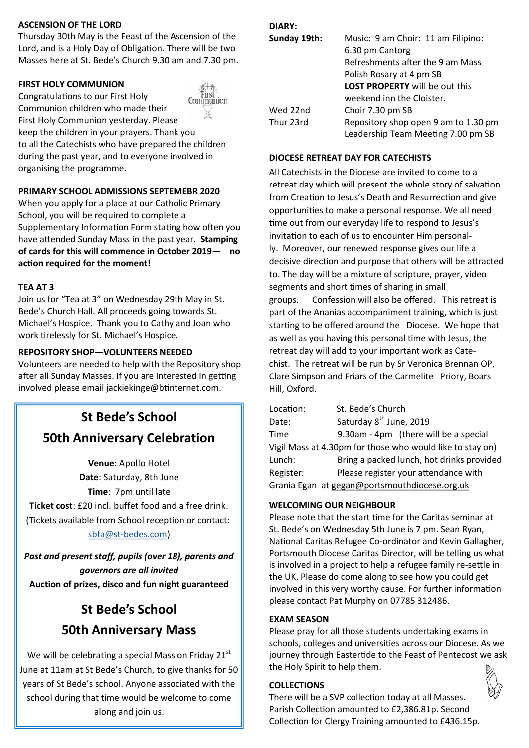## ASCENSION OF THE LORD

Thursday 30th May is the Feast of the Ascension of the Lord, and is a Holy Day of Obligation. There will be two Masses here at St. Bede's Church 9.30 am and 7.30 pm.

## FIRST HOLY COMMUNION

Congratulations to our First Holy Communion children who made their First Holy Communion yesterday. Please keep the children in your prayers. Thank you to all the Catechists who have prepared the children during the past year, and to everyone involved in organising the programme.

## PRIMARY SCHOOL ADMISSIONS SEPTEMEBR 2020

When you apply for a place at our Catholic Primary School, you will be required to complete a Supplementary Information Form stating how often you have attended Sunday Mass in the past year. **Stamping of cards for this will commence in October 2019— no action required for the moment!**

## TEA AT 3

Join us for "Tea at 3" on Wednesday 29th May in St. Bede's Church Hall. All proceeds going towards St. Michael's Hospice. Thank you to Cathy and Joan who work tirelessly for St. Michael's Hospice.

## REPOSITORY SHOP—VOLUNTEERS NEEDED

Volunteers are needed to help with the Repository shop after all Sunday Masses. If you are interested in getting involved please email jackiekinge@btinternet.com.

## St Bede's School
## 50th Anniversary Celebration

**Venue**: Apollo Hotel
**Date**: Saturday, 8th June
**Time**: 7pm until late
**Ticket cost**: £20 incl. buffet food and a free drink.
(Tickets available from School reception or contact: sbfa@st-bedes.com)

***Past and present staff, pupils (over 18), parents and governors are all invited***

**Auction of prizes, disco and fun night guaranteed**

## St Bede's School
## 50th Anniversary Mass

We will be celebrating a special Mass on Friday 21st June at 11am at St Bede's Church, to give thanks for 50 years of St Bede's school. Anyone associated with the school during that time would be welcome to come along and join us.

## DIARY:

| | |
|---|---|
| **Sunday 19th:** | Music: 9 am Choir: 11 am Filipino: 6.30 pm Cantorg<br>Refreshments after the 9 am Mass<br>Polish Rosary at 4 pm SB<br>**LOST PROPERTY** will be out this weekend inn the Cloister. |
| Wed 22nd | Choir 7.30 pm SB |
| Thur 23rd | Repository shop open 9 am to 1.30 pm<br>Leadership Team Meeting 7.00 pm SB |

## DIOCESE RETREAT DAY FOR CATECHISTS

All Catechists in the Diocese are invited to come to a retreat day which will present the whole story of salvation from Creation to Jesus's Death and Resurrection and give opportunities to make a personal response. We all need time out from our everyday life to respond to Jesus's invitation to each of us to encounter Him personally. Moreover, our renewed response gives our life a decisive direction and purpose that others will be attracted to. The day will be a mixture of scripture, prayer, video segments and short times of sharing in small groups. Confession will also be offered. This retreat is part of the Ananias accompaniment training, which is just starting to be offered around the Diocese. We hope that as well as you having this personal time with Jesus, the retreat day will add to your important work as Catechist. The retreat will be run by Sr Veronica Brennan OP, Clare Simpson and Friars of the Carmelite Priory, Boars Hill, Oxford.

Location: St. Bede's Church
Date: Saturday 8th June, 2019
Time 9.30am - 4pm (there will be a special Vigil Mass at 4.30pm for those who would like to stay on)
Lunch: Bring a packed lunch, hot drinks provided
Register: Please register your attendance with Grania Egan at gegan@portsmouthdiocese.org.uk

## WELCOMING OUR NEIGHBOUR

Please note that the start time for the Caritas seminar at St. Bede's on Wednesday 5th June is 7 pm. Sean Ryan, National Caritas Refugee Co-ordinator and Kevin Gallagher, Portsmouth Diocese Caritas Director, will be telling us what is involved in a project to help a refugee family re-settle in the UK. Please do come along to see how you could get involved in this very worthy cause. For further information please contact Pat Murphy on 07785 312486.

## EXAM SEASON

Please pray for all those students undertaking exams in schools, colleges and universities across our Diocese. As we journey through Eastertide to the Feast of Pentecost we ask the Holy Spirit to help them.

## COLLECTIONS

There will be a SVP collection today at all Masses. Parish Collection amounted to £2,386.81p. Second Collection for Clergy Training amounted to £436.15p.